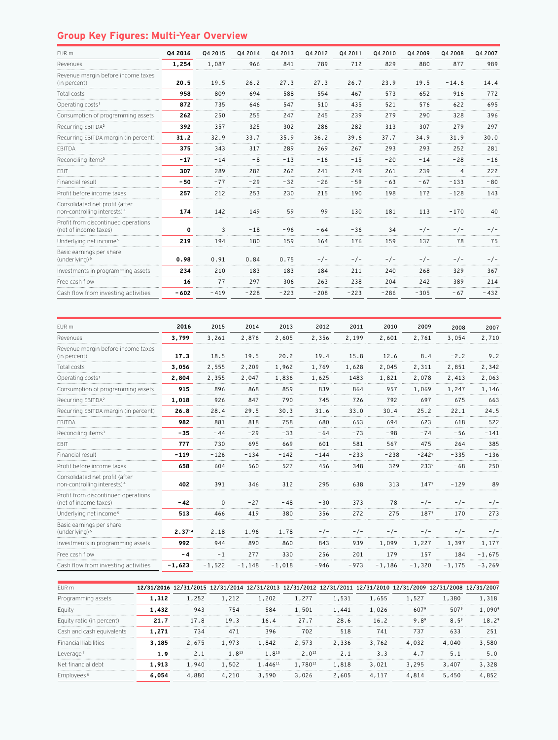## Group Key Figures: Multi-Year Overview

| EUR m | Q4 2016 | Q4 2015 | Q4 2014 | Q4 2013 | Q4 2012 | Q4 2011 | Q4 2010 | Q4 2009 | Q4 2008 | Q4 2007 |
|---|---|---|---|---|---|---|---|---|---|---|
| Revenues | **1,254** | 1,087 | 966 | 841 | 789 | 712 | 829 | 880 | 877 | 989 |
| Revenue margin before income taxes (in percent) | **20.5** | 19.5 | 26.2 | 27.3 | 27.3 | 26.7 | 23.9 | 19.5 | -14.6 | 14.4 |
| Total costs | **958** | 809 | 694 | 588 | 554 | 467 | 573 | 652 | 916 | 772 |
| Operating costs[1] | **872** | 735 | 646 | 547 | 510 | 435 | 521 | 576 | 622 | 695 |
| Consumption of programming assets | **262** | 250 | 255 | 247 | 245 | 239 | 279 | 290 | 328 | 396 |
| Recurring EBITDA[2] | **392** | 357 | 325 | 302 | 286 | 282 | 313 | 307 | 279 | 297 |
| Recurring EBITDA margin (in percent) | **31.2** | 32.9 | 33.7 | 35.9 | 36.2 | 39.6 | 37.7 | 34.9 | 31.9 | 30.0 |
| EBITDA | **375** | 343 | 317 | 289 | 269 | 267 | 293 | 293 | 252 | 281 |
| Reconciling items[3] | **-17** | -14 | -8 | -13 | -16 | -15 | -20 | -14 | -28 | -16 |
| EBIT | **307** | 289 | 282 | 262 | 241 | 249 | 261 | 239 | 4 | 222 |
| Financial result | **-50** | -77 | -29 | -32 | -26 | -59 | -63 | -67 | -133 | -80 |
| Profit before income taxes | **257** | 212 | 253 | 230 | 215 | 190 | 198 | 172 | -128 | 143 |
| Consolidated net profit (after non-controlling interests)[4] | **174** | 142 | 149 | 59 | 99 | 130 | 181 | 113 | -170 | 40 |
| Profit from discontinued operations (net of income taxes) | **0** | 3 | -18 | -96 | -64 | -36 | 34 | -/- | -/- | -/- |
| Underlying net income[5] | **219** | 194 | 180 | 159 | 164 | 176 | 159 | 137 | 78 | 75 |
| Basic earnings per share (underlying)[6] | **0.98** | 0.91 | 0.84 | 0.75 | -/- | -/- | -/- | -/- | -/- | -/- |
| Investments in programming assets | **234** | 210 | 183 | 183 | 184 | 211 | 240 | 268 | 329 | 367 |
| Free cash flow | **16** | 77 | 297 | 306 | 263 | 238 | 204 | 242 | 389 | 214 |
| Cash flow from investing activities | **-602** | -419 | -228 | -223 | -208 | -223 | -286 | -305 | -67 | -432 |

| EUR m | 2016 | 2015 | 2014 | 2013 | 2012 | 2011 | 2010 | 2009 | 2008 | 2007 |
|---|---|---|---|---|---|---|---|---|---|---|
| Revenues | **3,799** | 3,261 | 2,876 | 2,605 | 2,356 | 2,199 | 2,601 | 2,761 | 3,054 | 2,710 |
| Revenue margin before income taxes (in percent) | **17.3** | 18.5 | 19.5 | 20.2 | 19.4 | 15.8 | 12.6 | 8.4 | -2.2 | 9.2 |
| Total costs | **3,056** | 2,555 | 2,209 | 1,962 | 1,769 | 1,628 | 2,045 | 2,311 | 2,851 | 2,342 |
| Operating costs[1] | **2,804** | 2,355 | 2,047 | 1,836 | 1,625 | 1483 | 1,821 | 2,078 | 2,413 | 2,063 |
| Consumption of programming assets | **915** | 896 | 868 | 859 | 839 | 864 | 957 | 1,069 | 1,247 | 1,146 |
| Recurring EBITDA[2] | **1,018** | 926 | 847 | 790 | 745 | 726 | 792 | 697 | 675 | 663 |
| Recurring EBITDA margin (in percent) | **26.8** | 28.4 | 29.5 | 30.3 | 31.6 | 33.0 | 30.4 | 25.2 | 22.1 | 24.5 |
| EBITDA | **982** | 881 | 818 | 758 | 680 | 653 | 694 | 623 | 618 | 522 |
| Reconciling items[3] | **-35** | -44 | -29 | -33 | -64 | -73 | -98 | -74 | -56 | -141 |
| EBIT | **777** | 730 | 695 | 669 | 601 | 581 | 567 | 475 | 264 | 385 |
| Financial result | **-119** | -126 | -134 | -142 | -144 | -233 | -238 | -242[9] | -335 | -136 |
| Profit before income taxes | **658** | 604 | 560 | 527 | 456 | 348 | 329 | 233[9] | -68 | 250 |
| Consolidated net profit (after non-controlling interests)[4] | **402** | 391 | 346 | 312 | 295 | 638 | 313 | 147[9] | -129 | 89 |
| Profit from discontinued operations (net of income taxes) | **-42** | 0 | -27 | -48 | -30 | 373 | 78 | -/- | -/- | -/- |
| Underlying net income[5] | **513** | 466 | 419 | 380 | 356 | 272 | 275 | 187[9] | 170 | 273 |
| Basic earnings per share (underlying)[6] | **2.37**[14] | 2.18 | 1.96 | 1.78 | -/- | -/- | -/- | -/- | -/- | -/- |
| Investments in programming assets | **992** | 944 | 890 | 860 | 843 | 939 | 1,099 | 1,227 | 1,397 | 1,177 |
| Free cash flow | **-4** | -1 | 277 | 330 | 256 | 201 | 179 | 157 | 184 | -1,675 |
| Cash flow from investing activities | **-1,623** | -1,522 | -1,148 | -1,018 | -946 | -973 | -1,186 | -1,320 | -1,175 | -3,269 |

| EUR m | 12/31/2016 | 12/31/2015 | 12/31/2014 | 12/31/2013 | 12/31/2012 | 12/31/2011 | 12/31/2010 | 12/31/2009 | 12/31/2008 | 12/31/2007 |
|---|---|---|---|---|---|---|---|---|---|---|
| Programming assets | **1,312** | 1,252 | 1,212 | 1,202 | 1,277 | 1,531 | 1,655 | 1,527 | 1,380 | 1,318 |
| Equity | **1,432** | 943 | 754 | 584 | 1,501 | 1,441 | 1,026 | 607[9] | 507[9] | 1,090[9] |
| Equity ratio (in percent) | **21.7** | 17.8 | 19.3 | 16.4 | 27.7 | 28.6 | 16.2 | 9.8[9] | 8.5[9] | 18.2[9] |
| Cash and cash equivalents | **1,271** | 734 | 471 | 396 | 702 | 518 | 741 | 737 | 633 | 251 |
| Financial liabilities | **3,185** | 2,675 | 1,973 | 1,842 | 2,573 | 2,336 | 3,762 | 4,032 | 4,040 | 3,580 |
| Leverage[7] | **1.9** | 2.1 | 1.8[13] | 1.8[10] | 2.0[12] | 2.1 | 3.3 | 4.7 | 5.1 | 5.0 |
| Net financial debt | **1,913** | 1,940 | 1,502 | 1,446[11] | 1,780[12] | 1,818 | 3,021 | 3,295 | 3,407 | 3,328 |
| Employees[8] | **6,054** | 4,880 | 4,210 | 3,590 | 3,026 | 2,605 | 4,117 | 4,814 | 5,450 | 4,852 |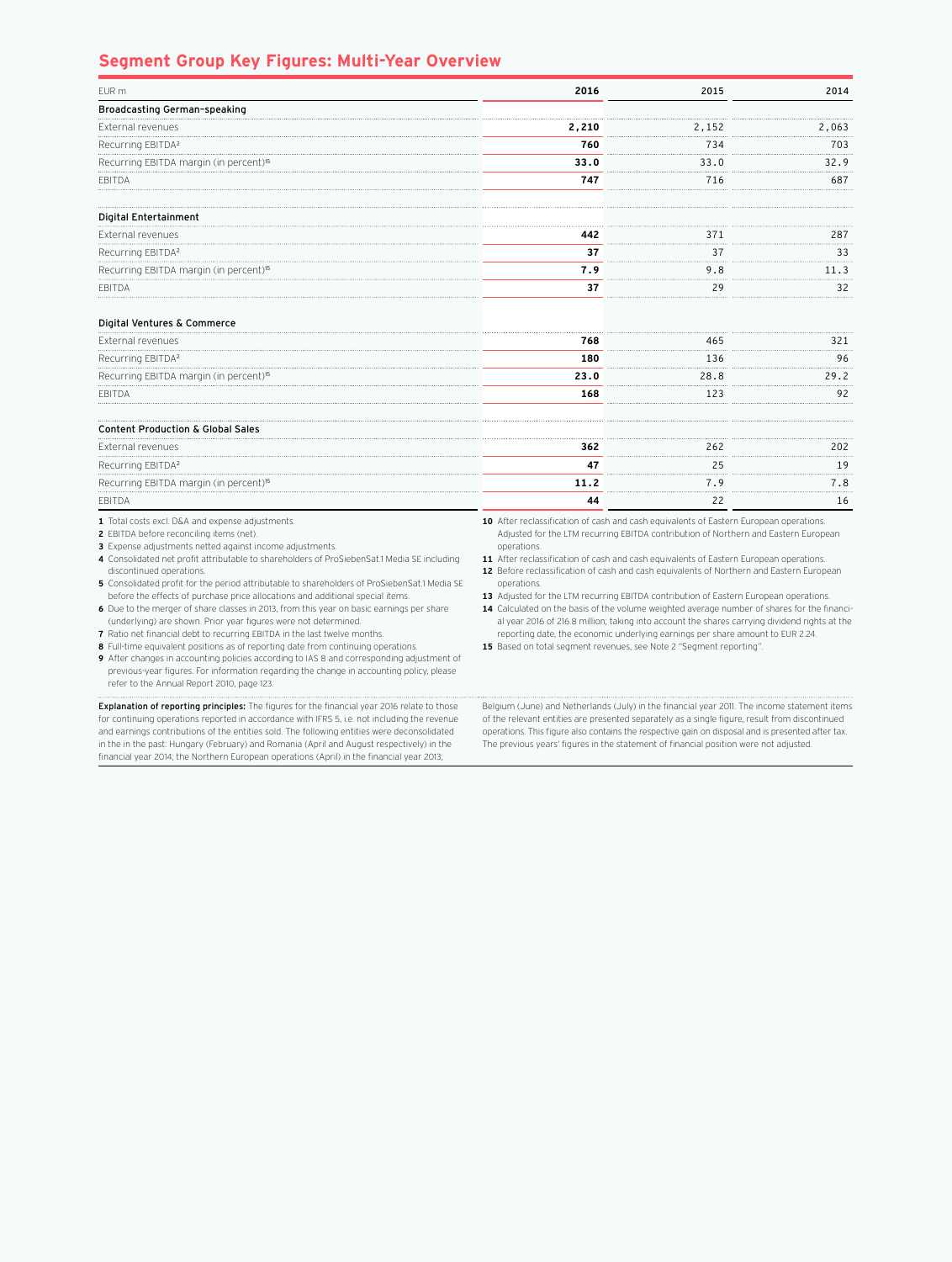## Segment Group Key Figures: Multi-Year Overview

| EUR m | 2016 | 2015 | 2014 |
|---|---|---|---|
| **Broadcasting German-speaking** | | | |
| External revenues | **2,210** | 2,152 | 2,063 |
| Recurring EBITDA[2] | **760** | 734 | 703 |
| Recurring EBITDA margin (in percent)[15] | **33.0** | 33.0 | 32.9 |
| EBITDA | **747** | 716 | 687 |
| **Digital Entertainment** | | | |
| External revenues | **442** | 371 | 287 |
| Recurring EBITDA[2] | **37** | 37 | 33 |
| Recurring EBITDA margin (in percent)[15] | **7.9** | 9.8 | 11.3 |
| EBITDA | **37** | 29 | 32 |
| **Digital Ventures & Commerce** | | | |
| External revenues | **768** | 465 | 321 |
| Recurring EBITDA[2] | **180** | 136 | 96 |
| Recurring EBITDA margin (in percent)[15] | **23.0** | 28.8 | 29.2 |
| EBITDA | **168** | 123 | 92 |
| **Content Production & Global Sales** | | | |
| External revenues | **362** | 262 | 202 |
| Recurring EBITDA[2] | **47** | 25 | 19 |
| Recurring EBITDA margin (in percent)[15] | **11.2** | 7.9 | 7.8 |
| EBITDA | **44** | 22 | 16 |

**1** Total costs excl. D&A and expense adjustments.
**2** EBITDA before reconciling items (net).
**3** Expense adjustments netted against income adjustments.
**4** Consolidated net profit attributable to shareholders of ProSiebenSat.1 Media SE including discontinued operations.
**5** Consolidated profit for the period attributable to shareholders of ProSiebenSat.1 Media SE before the effects of purchase price allocations and additional special items.
**6** Due to the merger of share classes in 2013, from this year on basic earnings per share (underlying) are shown. Prior year figures were not determined.
**7** Ratio net financial debt to recurring EBITDA in the last twelve months.
**8** Full-time equivalent positions as of reporting date from continuing operations.
**9** After changes in accounting policies according to IAS 8 and corresponding adjustment of previous-year figures. For information regarding the change in accounting policy, please refer to the Annual Report 2010, page 123.
**10** After reclassification of cash and cash equivalents of Eastern European operations. Adjusted for the LTM recurring EBITDA contribution of Northern and Eastern European operations.
**11** After reclassification of cash and cash equivalents of Eastern European operations.
**12** Before reclassification of cash and cash equivalents of Northern and Eastern European operations.
**13** Adjusted for the LTM recurring EBITDA contribution of Eastern European operations.
**14** Calculated on the basis of the volume weighted average number of shares for the financial year 2016 of 216.8 million; taking into account the shares carrying dividend rights at the reporting date, the economic underlying earnings per share amount to EUR 2.24.
**15** Based on total segment revenues, see Note 2 "Segment reporting".

**Explanation of reporting principles:** The figures for the financial year 2016 relate to those for continuing operations reported in accordance with IFRS 5, i.e. not including the revenue and earnings contributions of the entities sold. The following entities were deconsolidated in the in the past: Hungary (February) and Romania (April and August respectively) in the financial year 2014; the Northern European operations (April) in the financial year 2013; Belgium (June) and Netherlands (July) in the financial year 2011. The income statement items of the relevant entities are presented separately as a single figure, result from discontinued operations. This figure also contains the respective gain on disposal and is presented after tax. The previous years' figures in the statement of financial position were not adjusted.